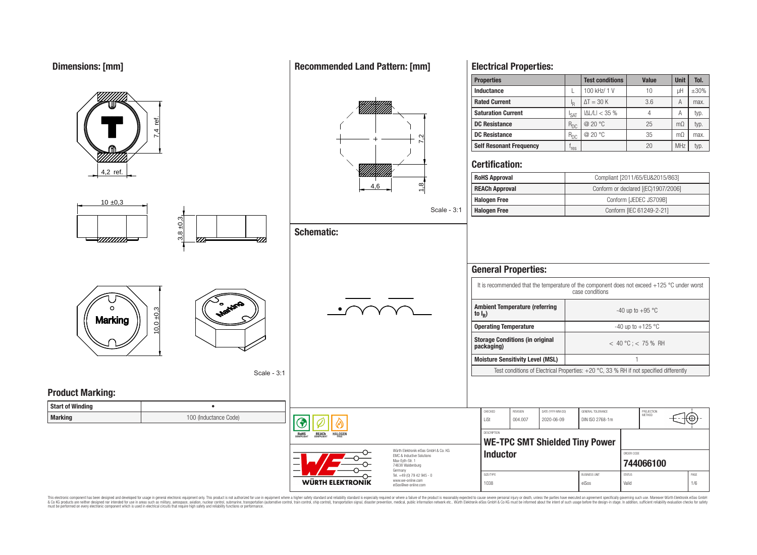## Dimensions: [mm]

4,2 ref.

7,4 ref.

10 ±0,3

3,8 ±0,3

10,0 ±0,3

Marking

Scale - 3:1

## Recommended Land Pattern: [mm]

4,6

7,2

1,8

Scale - 3:1

## Schematic:

## Electrical Properties:

| Properties | | Test conditions | Value | Unit | Tol. |
|---|---|---|---|---|---|
| Inductance | L | 100 kHz/ 1 V | 10 | µH | ±30% |
| Rated Current | $I_R$ | ΔT = 30 K | 3.6 | A | max. |
| Saturation Current | $I_{SAT}$ | \|ΔL/L\| < 35 % | 4 | A | typ. |
| DC Resistance | $R_{DC}$ | @ 20 °C | 25 | mΩ | typ. |
| DC Resistance | $R_{DC}$ | @ 20 °C | 35 | mΩ | max. |
| Self Resonant Frequency | $f_{res}$ | | 20 | MHz | typ. |

## Certification:

| | |
|---|---|
| RoHS Approval | Compliant [2011/65/EU&2015/863] |
| REACh Approval | Conform or declared [(EC)1907/2006] |
| Halogen Free | Conform [JEDEC JS709B] |
| Halogen Free | Conform [IEC 61249-2-21] |

## General Properties:

It is recommended that the temperature of the component does not exceed +125 °C under worst case conditions

| | |
|---|---|
| Ambient Temperature (referring to $I_R$) | -40 up to +95 °C |
| Operating Temperature | -40 up to +125 °C |
| Storage Conditions (in original packaging) | < 40 °C ; < 75 % RH |
| Moisture Sensitivity Level (MSL) | 1 |

Test conditions of Electrical Properties: +20 °C, 33 % RH if not specified differently

## Product Marking:

| | |
|---|---|
| Start of Winding | • |
| Marking | 100 (Inductance Code) |

| CHECKED | REVISION | DATE (YYYY-MM-DD) | GENERAL TOLERANCE | PROJECTION METHOD |
|---|---|---|---|---|
| LiSt | 004.007 | 2020-06-09 | DIN ISO 2768-1m | |

DESCRIPTION

**WE-TPC SMT Shielded Tiny Power Inductor**

ORDER CODE: **744066100**

| SIZE/TYPE | BUSINESS UNIT | STATUS | PAGE |
|---|---|---|---|
| 1038 | eiSos | Valid | 1/6 |

Würth Elektronik eiSos GmbH & Co. KG
EMC & Inductive Solutions
Max-Eyth-Str. 1
74638 Waldenburg
Germany
Tel. +49 (0) 79 42 945 - 0
www.we-online.com
eiSos@we-online.com

WÜRTH ELEKTRONIK

This electronic component has been designed and developed for usage in general electronic equipment only. This product is not authorized for use in equipment where a higher safety standard and reliability standard is especially required or where a failure of the product is reasonably expected to cause severe personal injury or death, unless the parties have executed an agreement specifically governing such use. Moreover Würth Elektronik eiSos GmbH & Co KG products are neither designed nor intended for use in areas such as military, aerospace, aviation, nuclear control, submarine, transportation (automotive control, train control, ship control), transportation signal, disaster prevention, medical, public information network etc.. Würth Elektronik eiSos GmbH & Co KG must be informed about the intent of such usage before the design-in stage. In addition, sufficient reliability evaluation checks for safety must be performed on every electronic component which is used in electrical circuits that require high safety and reliability functions or performance.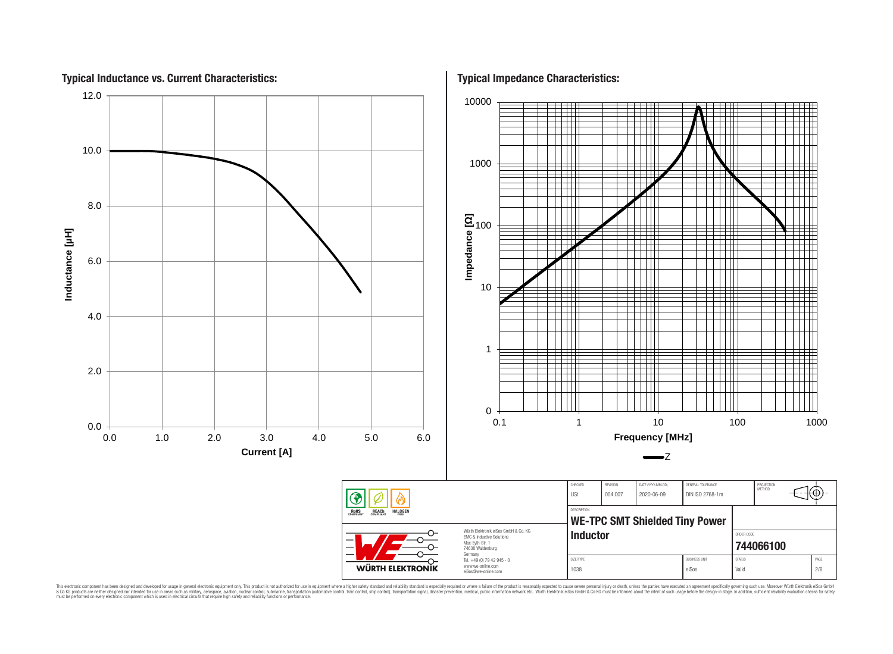## Typical Inductance vs. Current Characteristics:

Inductance [µH] (0.0 – 12.0) vs. Current [A] (0.0 – 6.0)

## Typical Impedance Characteristics:

Impedance [Ω] (0 – 10000) vs. Frequency [MHz] (0.1 – 1000)

Z

| CHECKED | REVISION | DATE (YYYY-MM-DD) | GENERAL TOLERANCE | PROJECTION METHOD |
|---|---|---|---|---|
| LiSt | 004.007 | 2020-06-09 | DIN ISO 2768-1m | |

RoHS COMPLIANT | REACh COMPLIANT | HALOGEN FREE

Würth Elektronik eiSos GmbH & Co. KG
EMC & Inductive Solutions
Max-Eyth-Str. 1
74638 Waldenburg
Germany
Tel. +49 (0) 79 42 945 - 0
www.we-online.com
eiSos@we-online.com

WÜRTH ELEKTRONIK

DESCRIPTION
**WE-TPC SMT Shielded Tiny Power Inductor**

ORDER CODE
**744066100**

| SIZE/TYPE | BUSINESS UNIT | STATUS | PAGE |
|---|---|---|---|
| 1038 | eiSos | Valid | 2/6 |

This electronic component has been designed and developed for usage in general electronic equipment only. This product is not authorized for use in equipment where a higher safety standard and reliability standard is especially required or where a failure of the product is reasonably expected to cause severe personal injury or death, unless the parties have executed an agreement specifically governing such use. Moreover Würth Elektronik eiSos GmbH & Co KG products are neither designed nor intended for use in areas such as military, aerospace, aviation, nuclear control, submarine, transportation (automotive control, train control, ship control), transportation signal, disaster prevention, medical, public information network etc.. Würth Elektronik eiSos GmbH & Co KG must be informed about the intent of such usage before the design-in stage. In addition, sufficient reliability evaluation checks for safety must be performed on every electronic component which is used in electrical circuits that require high safety and reliability functions or performance.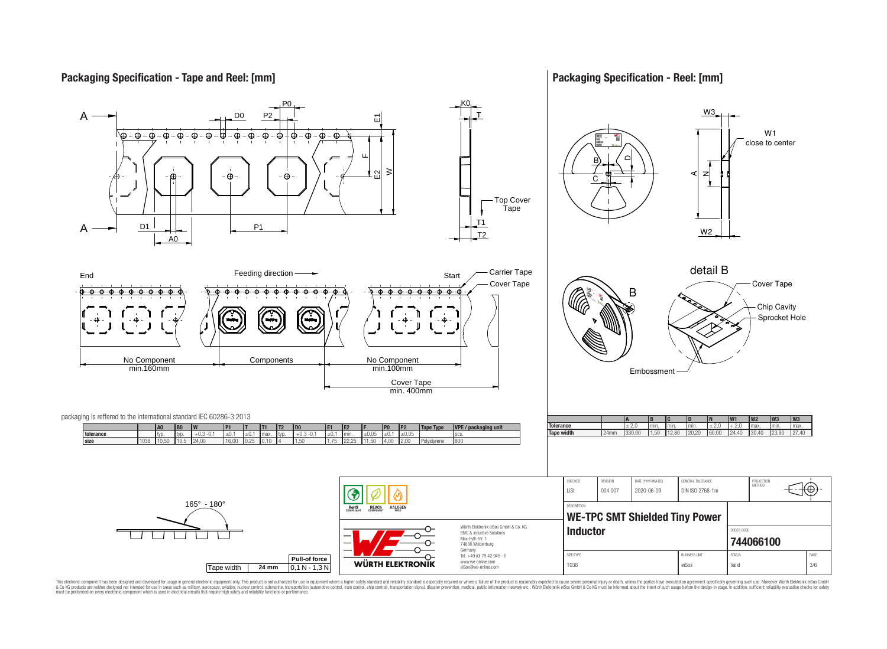## Packaging Specification - Tape and Reel: [mm]

End — Feeding direction — Start

No Component min.160mm | Components | No Component min.100mm

Cover Tape min. 400mm

Top Cover Tape, Carrier Tape, Cover Tape

packaging is reffered to the international standard IEC 60286-3:2013

| | | A0 | B0 | W | P1 | T | T1 | T2 | D0 | E1 | E2 | F | P0 | P2 | Tape Type | VPE / packaging unit |
|---|---|---|---|---|---|---|---|---|---|---|---|---|---|---|---|---|
| tolerance | | typ. | typ. | +0,3 -0,1 | ±0,1 | ±0,1 | max. | typ. | +0,3 -0,1 | ±0,1 | min. | ±0,05 | ±0,1 | ±0,05 | | pcs. |
| size | 1038 | 10,50 | 10,5 | 24,00 | 16,00 | 0,25 | 0,10 | 4 | 1,50 | 1,75 | 22,25 | 11,50 | 4,00 | 2,00 | Polystyrene | 800 |

165° - 180°

| Tape width | 24 mm | Pull-of force 0,1 N - 1,3 N |
|---|---|---|

## Packaging Specification - Reel: [mm]

W1 close to center

detail B: Cover Tape, Chip Cavity, Sprocket Hole, Embossment

| | | A | B | C | D | N | W1 | W2 | W3 | W3 |
|---|---|---|---|---|---|---|---|---|---|---|
| Tolerance | | ± 2,0 | min. | min. | min. | ± 2,0 | + 2,0 | max. | min. | max. |
| Tape width | 24mm | 330,00 | 1,50 | 12,80 | 20,20 | 60,00 | 24,40 | 30,40 | 23,90 | 27,40 |

| CHECKED | REVISION | DATE (YYYY-MM-DD) | GENERAL TOLERANCE | PROJECTION METHOD |
|---|---|---|---|---|
| LiSt | 004.007 | 2020-06-09 | DIN ISO 2768-1m | |

DESCRIPTION: **WE-TPC SMT Shielded Tiny Power Inductor**

ORDER CODE: **744066100**

| SIZE/TYPE | BUSINESS UNIT | STATUS | PAGE |
|---|---|---|---|
| 1038 | eiSos | Valid | 3/6 |

RoHS COMPLIANT, REACh COMPLIANT, HALOGEN FREE

WÜRTH ELEKTRONIK

Würth Elektronik eiSos GmbH & Co. KG
EMC & Inductive Solutions
Max-Eyth-Str. 1
74638 Waldenburg
Germany
Tel. +49 (0) 79 42 945 - 0
www.we-online.com
eiSos@we-online.com

This electronic component has been designed and developed for usage in general electronic equipment only. This product is not authorized for use in equipment where a higher safety standard and reliability standard is especially required or where a failure of the product is reasonably expected to cause severe personal injury or death, unless the parties have executed an agreement specifically governing such use. Moreover Würth Elektronik eiSos GmbH & Co KG products are neither designed nor intended for use in areas such as military, aerospace, aviation, nuclear control, submarine, transportation (automotive control, train control, ship control), transportation signal, disaster prevention, medical, public information network etc.. Würth Elektronik eiSos GmbH & Co KG must be informed about the intent of such usage before the design-in stage. In addition, sufficient reliability evaluation checks for safety must be performed on every electronic component which is used in electrical circuits that require high safety and reliability functions or performance.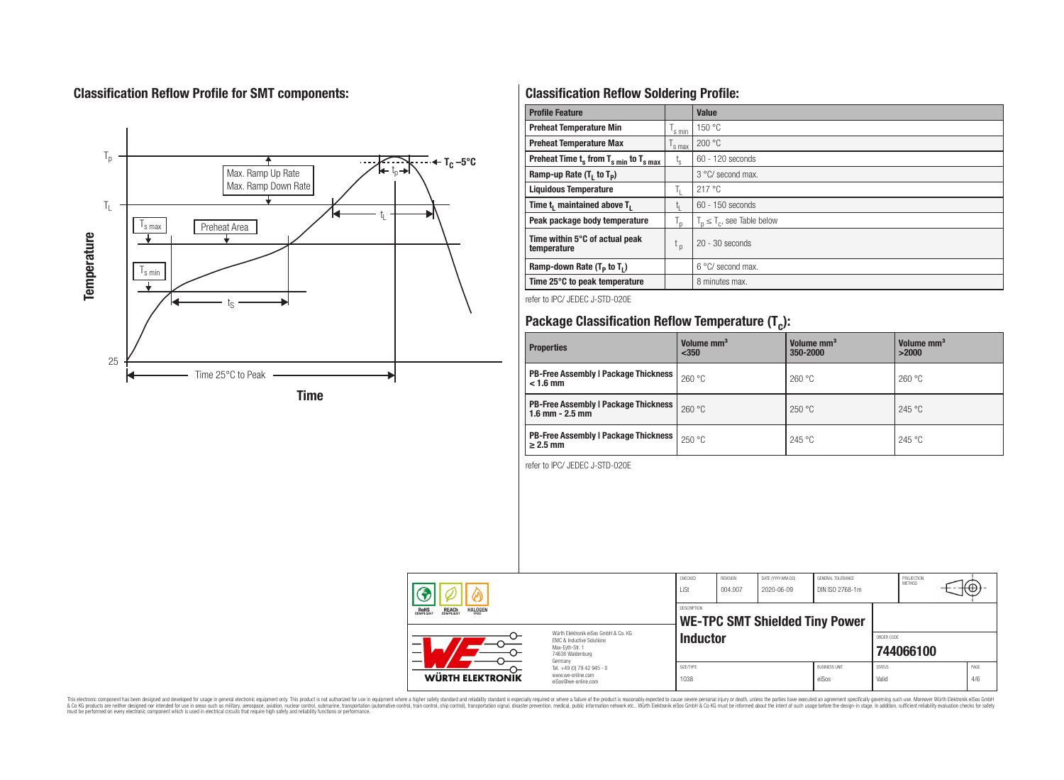## Classification Reflow Profile for SMT components:

## Classification Reflow Soldering Profile:

| Profile Feature | | Value |
|---|---|---|
| Preheat Temperature Min | $T_{s\ min}$ | 150 °C |
| Preheat Temperature Max | $T_{s\ max}$ | 200 °C |
| Preheat Time $t_s$ from $T_{s\ min}$ to $T_{s\ max}$ | $t_s$ | 60 - 120 seconds |
| Ramp-up Rate ($T_L$ to $T_P$) | | 3 °C/ second max. |
| Liquidous Temperature | $T_L$ | 217 °C |
| Time $t_L$ maintained above $T_L$ | $t_L$ | 60 - 150 seconds |
| Peak package body temperature | $T_p$ | $T_p \leq T_c$, see Table below |
| Time within 5°C of actual peak temperature | $t_p$ | 20 - 30 seconds |
| Ramp-down Rate ($T_P$ to $T_L$) | | 6 °C/ second max. |
| Time 25°C to peak temperature | | 8 minutes max. |

refer to IPC/ JEDEC J-STD-020E

## Package Classification Reflow Temperature ($T_c$):

| Properties | Volume mm³ <350 | Volume mm³ 350-2000 | Volume mm³ >2000 |
|---|---|---|---|
| PB-Free Assembly \| Package Thickness < 1.6 mm | 260 °C | 260 °C | 260 °C |
| PB-Free Assembly \| Package Thickness 1.6 mm - 2.5 mm | 260 °C | 250 °C | 245 °C |
| PB-Free Assembly \| Package Thickness ≥ 2.5 mm | 250 °C | 245 °C | 245 °C |

refer to IPC/ JEDEC J-STD-020E

| CHECKED | REVISION | DATE (YYYY-MM-DD) | GENERAL TOLERANCE | PROJECTION METHOD |
|---|---|---|---|---|
| LiSt | 004.007 | 2020-06-09 | DIN ISO 2768-1m | |

DESCRIPTION: **WE-TPC SMT Shielded Tiny Power Inductor**

ORDER CODE: **744066100**

| SIZE/TYPE | BUSINESS UNIT | STATUS | PAGE |
|---|---|---|---|
| 1038 | eiSos | Valid | 4/6 |

Würth Elektronik eiSos GmbH & Co. KG
EMC & Inductive Solutions
Max-Eyth-Str. 1
74638 Waldenburg
Germany
Tel. +49 (0) 79 42 945 - 0
www.we-online.com
eiSos@we-online.com

This electronic component has been designed and developed for usage in general electronic equipment only. This product is not authorized for use in equipment where a higher safety standard and reliability standard is especially required or where a failure of the product is reasonably expected to cause severe personal injury or death, unless the parties have executed an agreement specifically governing such use. Moreover Würth Elektronik eiSos GmbH & Co KG products are neither designed nor intended for use in areas such as military, aerospace, aviation, nuclear control, submarine, transportation (automotive control, train control, ship control), transportation signal, disaster prevention, medical, public information network etc.. Würth Elektronik eiSos GmbH & Co KG must be informed about the intent of such usage before the design-in stage. In addition, sufficient reliability evaluation checks for safety must be performed on every electronic component which is used in electrical circuits that require high safety and reliability functions or performance.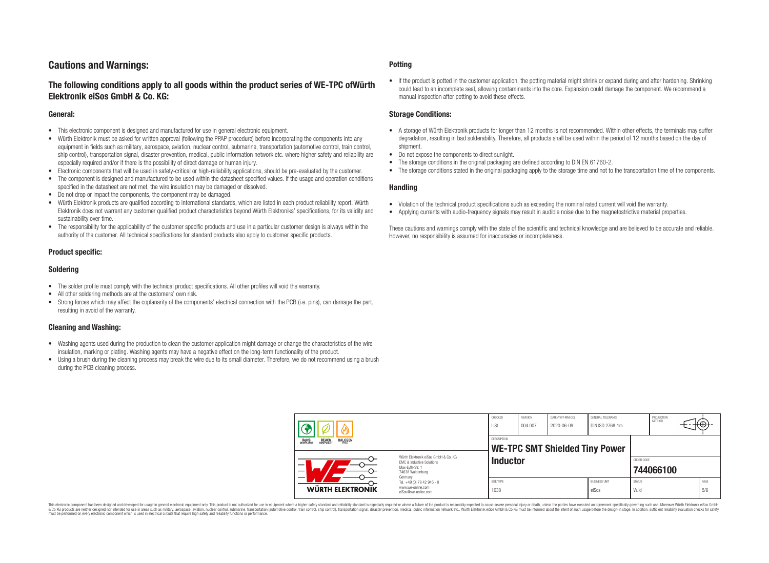# Cautions and Warnings:

## The following conditions apply to all goods within the product series of WE-TPC ofWürth Elektronik eiSos GmbH & Co. KG:

### General:

- This electronic component is designed and manufactured for use in general electronic equipment.
- Würth Elektronik must be asked for written approval (following the PPAP procedure) before incorporating the components into any equipment in fields such as military, aerospace, aviation, nuclear control, submarine, transportation (automotive control, train control, ship control), transportation signal, disaster prevention, medical, public information network etc. where higher safety and reliability are especially required and/or if there is the possibility of direct damage or human injury.
- Electronic components that will be used in safety-critical or high-reliability applications, should be pre-evaluated by the customer.
- The component is designed and manufactured to be used within the datasheet specified values. If the usage and operation conditions specified in the datasheet are not met, the wire insulation may be damaged or dissolved.
- Do not drop or impact the components, the component may be damaged.
- Würth Elektronik products are qualified according to international standards, which are listed in each product reliability report. Würth Elektronik does not warrant any customer qualified product characteristics beyond Würth Elektroniks' specifications, for its validity and sustainability over time.
- The responsibility for the applicability of the customer specific products and use in a particular customer design is always within the authority of the customer. All technical specifications for standard products also apply to customer specific products.

### Product specific:

### Soldering

- The solder profile must comply with the technical product specifications. All other profiles will void the warranty.
- All other soldering methods are at the customers' own risk.
- Strong forces which may affect the coplanarity of the components' electrical connection with the PCB (i.e. pins), can damage the part, resulting in avoid of the warranty.

### Cleaning and Washing:

- Washing agents used during the production to clean the customer application might damage or change the characteristics of the wire insulation, marking or plating. Washing agents may have a negative effect on the long-term functionality of the product.
- Using a brush during the cleaning process may break the wire due to its small diameter. Therefore, we do not recommend using a brush during the PCB cleaning process.

### Potting

- If the product is potted in the customer application, the potting material might shrink or expand during and after hardening. Shrinking could lead to an incomplete seal, allowing contaminants into the core. Expansion could damage the component. We recommend a manual inspection after potting to avoid these effects.

### Storage Conditions:

- A storage of Würth Elektronik products for longer than 12 months is not recommended. Within other effects, the terminals may suffer degradation, resulting in bad solderability. Therefore, all products shall be used within the period of 12 months based on the day of shipment.
- Do not expose the components to direct sunlight.
- The storage conditions in the original packaging are defined according to DIN EN 61760-2.
- The storage conditions stated in the original packaging apply to the storage time and not to the transportation time of the components.

### Handling

- Violation of the technical product specifications such as exceeding the nominal rated current will void the warranty.
- Applying currents with audio-frequency signals may result in audible noise due to the magnetostrictive material properties.

These cautions and warnings comply with the state of the scientific and technical knowledge and are believed to be accurate and reliable. However, no responsibility is assumed for inaccuracies or incompleteness.

| CHECKED | REVISION | DATE (YYYY-MM-DD) | GENERAL TOLERANCE | PROJECTION METHOD |
|---|---|---|---|---|
| LiSt | 004.007 | 2020-06-09 | DIN ISO 2768-1m | |

| DESCRIPTION | ORDER CODE |
|---|---|
| WE-TPC SMT Shielded Tiny Power Inductor | 744066100 |

| SIZE/TYPE | BUSINESS UNIT | STATUS | PAGE |
|---|---|---|---|
| 1038 | eiSos | Valid | 5/6 |

Würth Elektronik eiSos GmbH & Co. KG
EMC & Inductive Solutions
Max-Eyth-Str. 1
74638 Waldenburg
Germany
Tel. +49 (0) 79 42 945 - 0
www.we-online.com
eiSos@we-online.com

This electronic component has been designed and developed for usage in general electronic equipment only. This product is not authorized for use in equipment where a higher safety standard and reliability standard is especially required or where a failure of the product is reasonably expected to cause severe personal injury or death, unless the parties have executed an agreement specifically governing such use. Moreover Würth Elektronik eiSos GmbH & Co KG products are neither designed nor intended for use in areas such as military, aerospace, aviation, nuclear control, submarine, transportation (automotive control, train control, ship control), transportation signal, disaster prevention, medical, public information network etc.. Würth Elektronik eiSos GmbH & Co KG must be informed about the intent of such usage before the design-in stage. In addition, sufficient reliability evaluation checks for safety must be performed on every electronic component which is used in electrical circuits that require high safety and reliability functions or performance.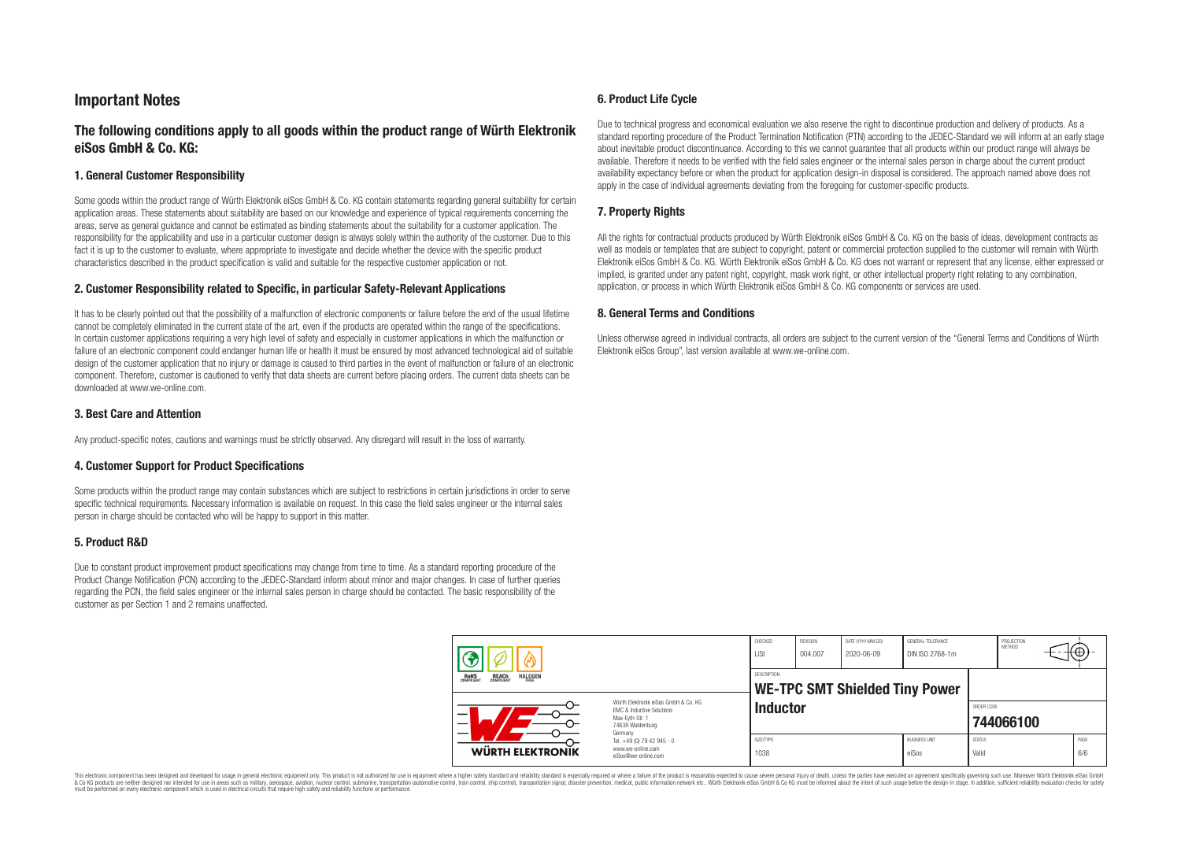# Important Notes

## The following conditions apply to all goods within the product range of Würth Elektronik eiSos GmbH & Co. KG:

### 1. General Customer Responsibility

Some goods within the product range of Würth Elektronik eiSos GmbH & Co. KG contain statements regarding general suitability for certain application areas. These statements about suitability are based on our knowledge and experience of typical requirements concerning the areas, serve as general guidance and cannot be estimated as binding statements about the suitability for a customer application. The responsibility for the applicability and use in a particular customer design is always solely within the authority of the customer. Due to this fact it is up to the customer to evaluate, where appropriate to investigate and decide whether the device with the specific product characteristics described in the product specification is valid and suitable for the respective customer application or not.

### 2. Customer Responsibility related to Specific, in particular Safety-Relevant Applications

It has to be clearly pointed out that the possibility of a malfunction of electronic components or failure before the end of the usual lifetime cannot be completely eliminated in the current state of the art, even if the products are operated within the range of the specifications. In certain customer applications requiring a very high level of safety and especially in customer applications in which the malfunction or failure of an electronic component could endanger human life or health it must be ensured by most advanced technological aid of suitable design of the customer application that no injury or damage is caused to third parties in the event of malfunction or failure of an electronic component. Therefore, customer is cautioned to verify that data sheets are current before placing orders. The current data sheets can be downloaded at www.we-online.com.

### 3. Best Care and Attention

Any product-specific notes, cautions and warnings must be strictly observed. Any disregard will result in the loss of warranty.

### 4. Customer Support for Product Specifications

Some products within the product range may contain substances which are subject to restrictions in certain jurisdictions in order to serve specific technical requirements. Necessary information is available on request. In this case the field sales engineer or the internal sales person in charge should be contacted who will be happy to support in this matter.

### 5. Product R&D

Due to constant product improvement product specifications may change from time to time. As a standard reporting procedure of the Product Change Notification (PCN) according to the JEDEC-Standard inform about minor and major changes. In case of further queries regarding the PCN, the field sales engineer or the internal sales person in charge should be contacted. The basic responsibility of the customer as per Section 1 and 2 remains unaffected.

### 6. Product Life Cycle

Due to technical progress and economical evaluation we also reserve the right to discontinue production and delivery of products. As a standard reporting procedure of the Product Termination Notification (PTN) according to the JEDEC-Standard we will inform at an early stage about inevitable product discontinuance. According to this we cannot guarantee that all products within our product range will always be available. Therefore it needs to be verified with the field sales engineer or the internal sales person in charge about the current product availability expectancy before or when the product for application design-in disposal is considered. The approach named above does not apply in the case of individual agreements deviating from the foregoing for customer-specific products.

### 7. Property Rights

All the rights for contractual products produced by Würth Elektronik eiSos GmbH & Co. KG on the basis of ideas, development contracts as well as models or templates that are subject to copyright, patent or commercial protection supplied to the customer will remain with Würth Elektronik eiSos GmbH & Co. KG. Würth Elektronik eiSos GmbH & Co. KG does not warrant or represent that any license, either expressed or implied, is granted under any patent right, copyright, mask work right, or other intellectual property right relating to any combination, application, or process in which Würth Elektronik eiSos GmbH & Co. KG components or services are used.

### 8. General Terms and Conditions

Unless otherwise agreed in individual contracts, all orders are subject to the current version of the "General Terms and Conditions of Würth Elektronik eiSos Group", last version available at www.we-online.com.

| | | | | | | | |
|---|---|---|---|---|---|---|---|
| RoHS COMPLIANT, REACh COMPLIANT, HALOGEN FREE | | CHECKED LiSt | REVISION 004.007 | DATE (YYYY-MM-DD) 2020-06-09 | GENERAL TOLERANCE DIN ISO 2768-1m | PROJECTION METHOD | |
| WÜRTH ELEKTRONIK | Würth Elektronik eiSos GmbH & Co. KG EMC & Inductive Solutions Max-Eyth-Str. 1 74638 Waldenburg Germany Tel. +49 (0) 79 42 945 - 0 www.we-online.com eiSos@we-online.com | DESCRIPTION **WE-TPC SMT Shielded Tiny Power Inductor** | | | | ORDER CODE **744066100** | |
| | | SIZE/TYPE 1038 | | | BUSINESS UNIT eiSos | STATUS Valid | PAGE 6/6 |

This electronic component has been designed and developed for usage in general electronic equipment only. This product is not authorized for use in equipment where a higher safety standard and reliability standard is especially required or where a failure of the product is reasonably expected to cause severe personal injury or death, unless the parties have executed an agreement specifically governing such use. Moreover Würth Elektronik eiSos GmbH & Co KG products are neither designed nor intended for use in areas such as military, aerospace, aviation, nuclear control, submarine, transportation (automotive control, train control, ship control), transportation signal, disaster prevention, medical, public information network etc.. Würth Elektronik eiSos GmbH & Co KG must be informed about the intent of such usage before the design-in stage. In addition, sufficient reliability evaluation checks for safety must be performed on every electronic component which is used in electrical circuits that require high safety and reliability functions or performance.